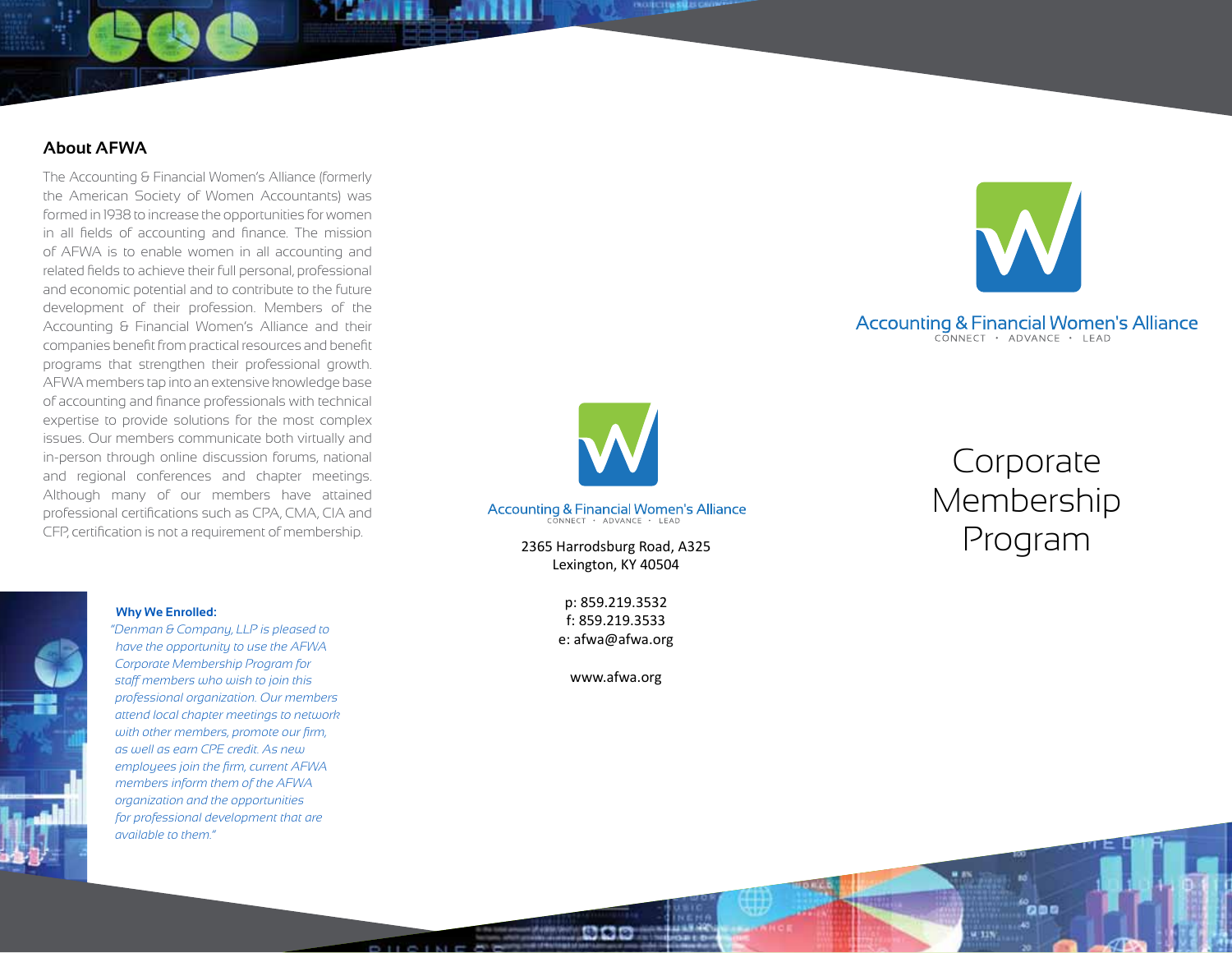## About AFWA

The Accounting & Financial Women's Alliance (formerly the American Society of Women Accountants) was formed in 1938 to increase the opportunities for women in all fields of accounting and finance. The mission of AFWA is to enable women in all accounting and related fields to achieve their full personal, professional and economic potential and to contribute to the future development of their profession. Members of the Accounting & Financial Women's Alliance and their companies benefit from practical resources and benefit programs that strengthen their professional growth. AFWA members tap into an extensive knowledge base of accounting and finance professionals with technical expertise to provide solutions for the most complex issues. Our members communicate both virtually and in-person through online discussion forums, national and regional conferences and chapter meetings. Although many of our members have attained professional certifications such as CPA, CMA, CIA and CFP, certification is not a requirement of membership.

**Why We Enrolled:**

*"Denman & Company, LLP is pleased to have the opportunity to use the AFWA Corporate Membership Program for staff members who wish to join this professional organization. Our members attend local chapter meetings to network with other members, promote our firm, as well as earn CPE credit. As new employees join the firm, current AFWA members inform them of the AFWA organization and the opportunities for professional development that are available to them."*

Accounting & Financial Women's Alliance
CONNECT · ADVANCE · LEAD

2365 Harrodsburg Road, A325
Lexington, KY 40504

p: 859.219.3532
f: 859.219.3533
e: afwa@afwa.org

www.afwa.org

Accounting & Financial Women's Alliance
CONNECT · ADVANCE · LEAD

# Corporate Membership Program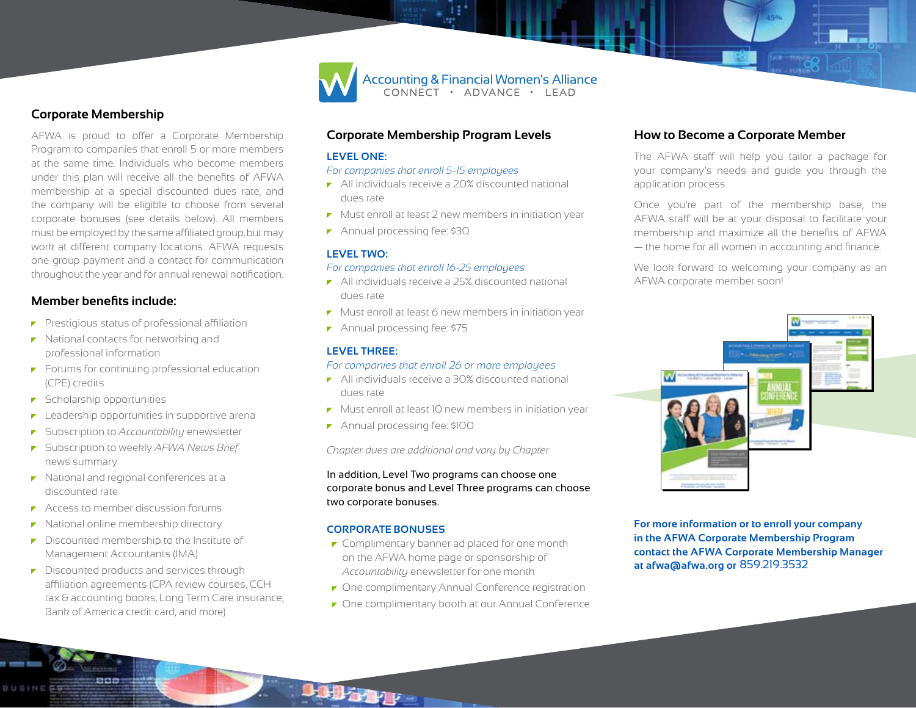Accounting & Financial Women's Alliance
CONNECT • ADVANCE • LEAD

## Corporate Membership

AFWA is proud to offer a Corporate Membership Program to companies that enroll 5 or more members at the same time. Individuals who become members under this plan will receive all the benefits of AFWA membership at a special discounted dues rate, and the company will be eligible to choose from several corporate bonuses (see details below). All members must be employed by the same affiliated group, but may work at different company locations. AFWA requests one group payment and a contact for communication throughout the year and for annual renewal notification.

## Member benefits include:

- Prestigious status of professional affiliation
- National contacts for networking and professional information
- Forums for continuing professional education (CPE) credits
- Scholarship opportunities
- Leadership opportunities in supportive arena
- Subscription to *Accountability* enewsletter
- Subscription to weekly *AFWA News Brief* news summary
- National and regional conferences at a discounted rate
- Access to member discussion forums
- National online membership directory
- Discounted membership to the Institute of Management Accountants (IMA)
- Discounted products and services through affiliation agreements (CPA review courses, CCH tax & accounting books, Long Term Care insurance, Bank of America credit card, and more)

## Corporate Membership Program Levels

### LEVEL ONE:

*For companies that enroll 5-15 employees*

- All individuals receive a 20% discounted national dues rate
- Must enroll at least 2 new members in initiation year
- Annual processing fee: $30

### LEVEL TWO:

*For companies that enroll 16-25 employees*

- All individuals receive a 25% discounted national dues rate
- Must enroll at least 6 new members in initiation year
- Annual processing fee: $75

### LEVEL THREE:

*For companies that enroll 26 or more employees*

- All individuals receive a 30% discounted national dues rate
- Must enroll at least 10 new members in initiation year
- Annual processing fee: $100

*Chapter dues are additional and vary by Chapter*

In addition, Level Two programs can choose one corporate bonus and Level Three programs can choose two corporate bonuses.

### CORPORATE BONUSES

- Complimentary banner ad placed for one month on the AFWA home page or sponsorship of *Accountability* enewsletter for one month
- One complimentary Annual Conference registration
- One complimentary booth at our Annual Conference

## How to Become a Corporate Member

The AFWA staff will help you tailor a package for your company's needs and guide you through the application process.

Once you're part of the membership base, the AFWA staff will be at your disposal to facilitate your membership and maximize all the benefits of AFWA — the home for all women in accounting and finance.

We look forward to welcoming your company as an AFWA corporate member soon!

**For more information or to enroll your company in the AFWA Corporate Membership Program contact the AFWA Corporate Membership Manager at afwa@afwa.org or** 859.219.3532